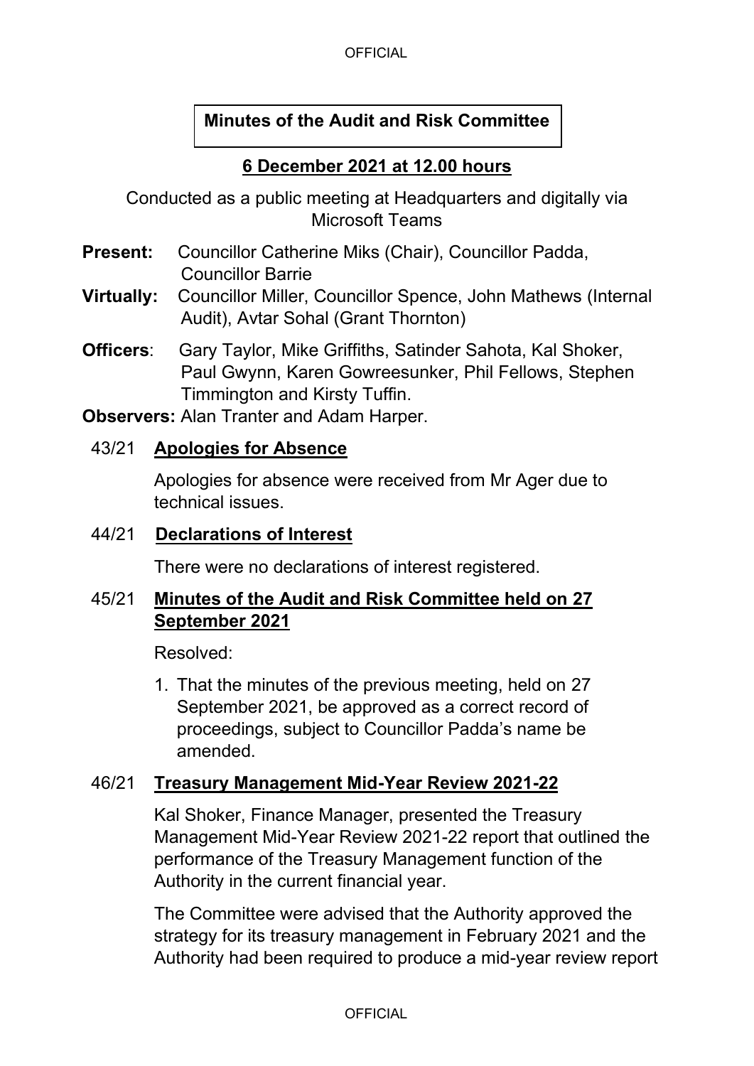# Minutes of the Audit and Risk Committee

## 6 December 2021 at 12.00 hours

Conducted as a public meeting at Headquarters and digitally via Microsoft Teams

**Present:** Councillor Catherine Miks (Chair), Councillor Padda, Councillor Barrie

**Virtually:** Councillor Miller, Councillor Spence, John Mathews (Internal Audit), Avtar Sohal (Grant Thornton)

**Officers**: Gary Taylor, Mike Griffiths, Satinder Sahota, Kal Shoker, Paul Gwynn, Karen Gowreesunker, Phil Fellows, Stephen Timmington and Kirsty Tuffin.

**Observers:** Alan Tranter and Adam Harper.

### 43/21 Apologies for Absence

Apologies for absence were received from Mr Ager due to technical issues.

### 44/21 Declarations of Interest

There were no declarations of interest registered.

### 45/21 Minutes of the Audit and Risk Committee held on 27 September 2021

Resolved:

1. That the minutes of the previous meeting, held on 27 September 2021, be approved as a correct record of proceedings, subject to Councillor Padda's name be amended.

### 46/21 Treasury Management Mid-Year Review 2021-22

Kal Shoker, Finance Manager, presented the Treasury Management Mid-Year Review 2021-22 report that outlined the performance of the Treasury Management function of the Authority in the current financial year.

The Committee were advised that the Authority approved the strategy for its treasury management in February 2021 and the Authority had been required to produce a mid-year review report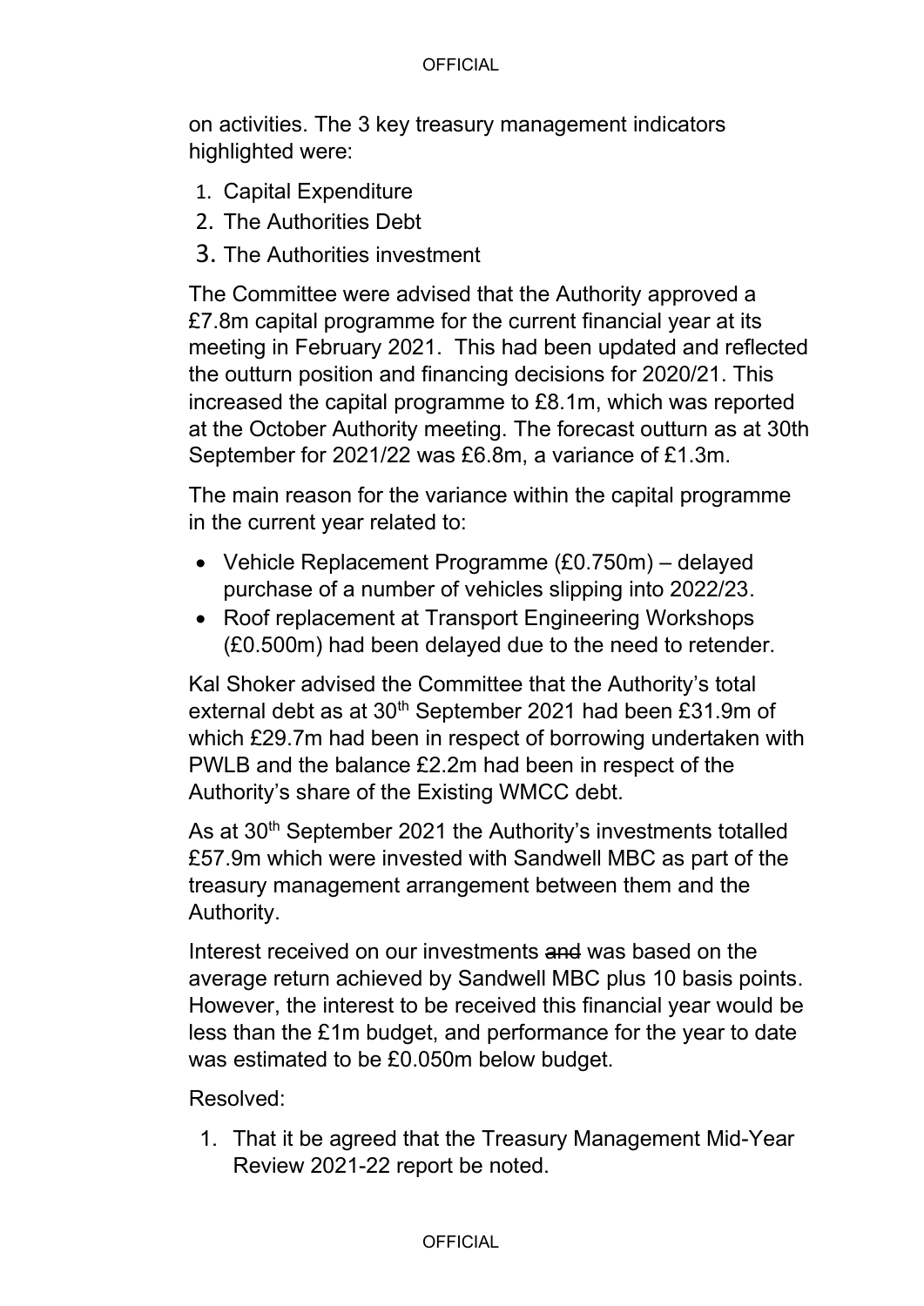on activities. The 3 key treasury management indicators highlighted were:

1. Capital Expenditure
2. The Authorities Debt
3. The Authorities investment

The Committee were advised that the Authority approved a £7.8m capital programme for the current financial year at its meeting in February 2021. This had been updated and reflected the outturn position and financing decisions for 2020/21. This increased the capital programme to £8.1m, which was reported at the October Authority meeting. The forecast outturn as at 30th September for 2021/22 was £6.8m, a variance of £1.3m.

The main reason for the variance within the capital programme in the current year related to:

- Vehicle Replacement Programme (£0.750m) – delayed purchase of a number of vehicles slipping into 2022/23.
- Roof replacement at Transport Engineering Workshops (£0.500m) had been delayed due to the need to retender.

Kal Shoker advised the Committee that the Authority's total external debt as at 30th September 2021 had been £31.9m of which £29.7m had been in respect of borrowing undertaken with PWLB and the balance £2.2m had been in respect of the Authority's share of the Existing WMCC debt.

As at 30th September 2021 the Authority's investments totalled £57.9m which were invested with Sandwell MBC as part of the treasury management arrangement between them and the Authority.

Interest received on our investments ~~and~~ was based on the average return achieved by Sandwell MBC plus 10 basis points. However, the interest to be received this financial year would be less than the £1m budget, and performance for the year to date was estimated to be £0.050m below budget.

Resolved:

1. That it be agreed that the Treasury Management Mid-Year Review 2021-22 report be noted.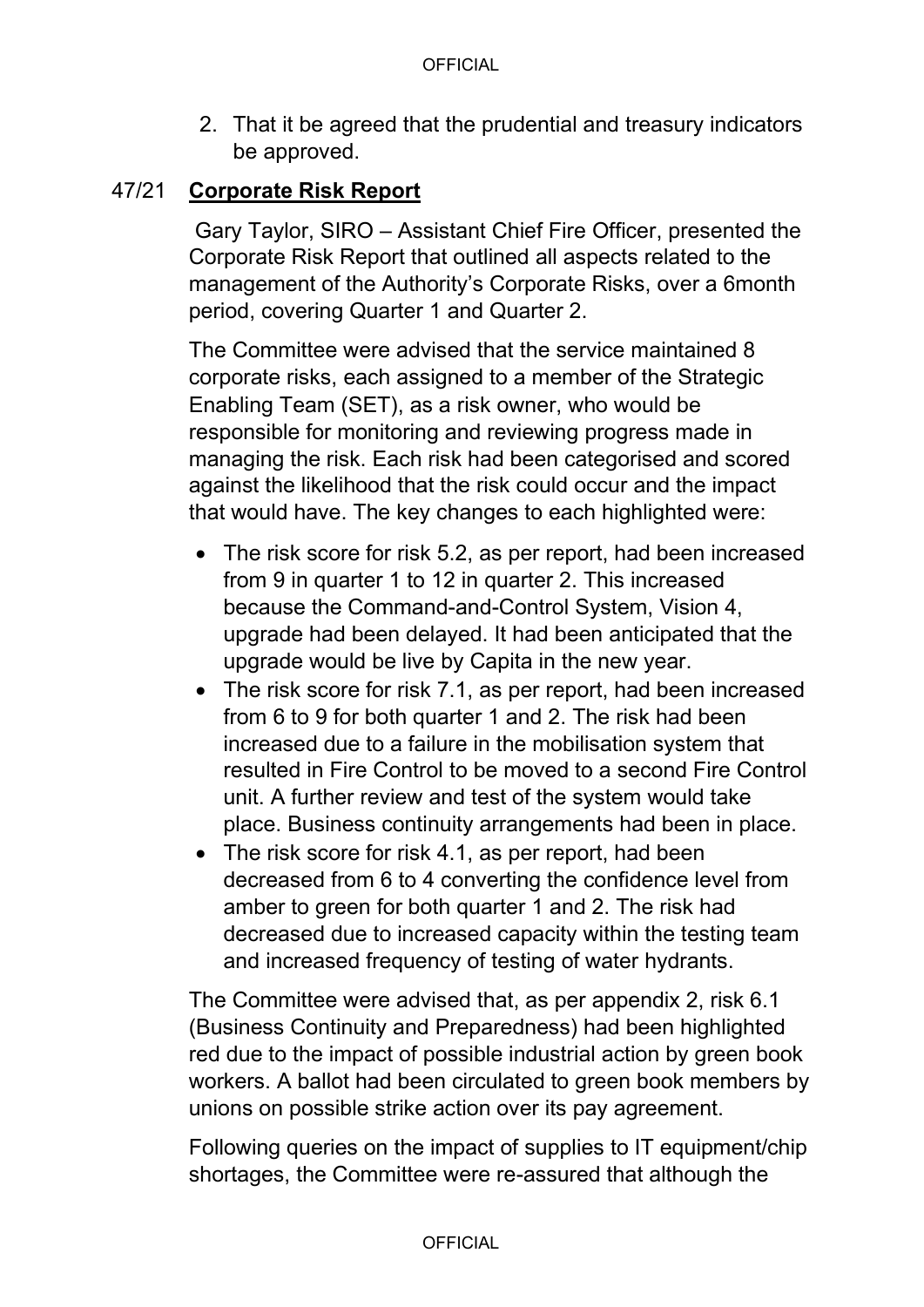2. That it be agreed that the prudential and treasury indicators be approved.

## 47/21 **Corporate Risk Report**

Gary Taylor, SIRO – Assistant Chief Fire Officer, presented the Corporate Risk Report that outlined all aspects related to the management of the Authority's Corporate Risks, over a 6month period, covering Quarter 1 and Quarter 2.

The Committee were advised that the service maintained 8 corporate risks, each assigned to a member of the Strategic Enabling Team (SET), as a risk owner, who would be responsible for monitoring and reviewing progress made in managing the risk. Each risk had been categorised and scored against the likelihood that the risk could occur and the impact that would have. The key changes to each highlighted were:

- The risk score for risk 5.2, as per report, had been increased from 9 in quarter 1 to 12 in quarter 2. This increased because the Command-and-Control System, Vision 4, upgrade had been delayed. It had been anticipated that the upgrade would be live by Capita in the new year.
- The risk score for risk 7.1, as per report, had been increased from 6 to 9 for both quarter 1 and 2. The risk had been increased due to a failure in the mobilisation system that resulted in Fire Control to be moved to a second Fire Control unit. A further review and test of the system would take place. Business continuity arrangements had been in place.
- The risk score for risk 4.1, as per report, had been decreased from 6 to 4 converting the confidence level from amber to green for both quarter 1 and 2. The risk had decreased due to increased capacity within the testing team and increased frequency of testing of water hydrants.

The Committee were advised that, as per appendix 2, risk 6.1 (Business Continuity and Preparedness) had been highlighted red due to the impact of possible industrial action by green book workers. A ballot had been circulated to green book members by unions on possible strike action over its pay agreement.

Following queries on the impact of supplies to IT equipment/chip shortages, the Committee were re-assured that although the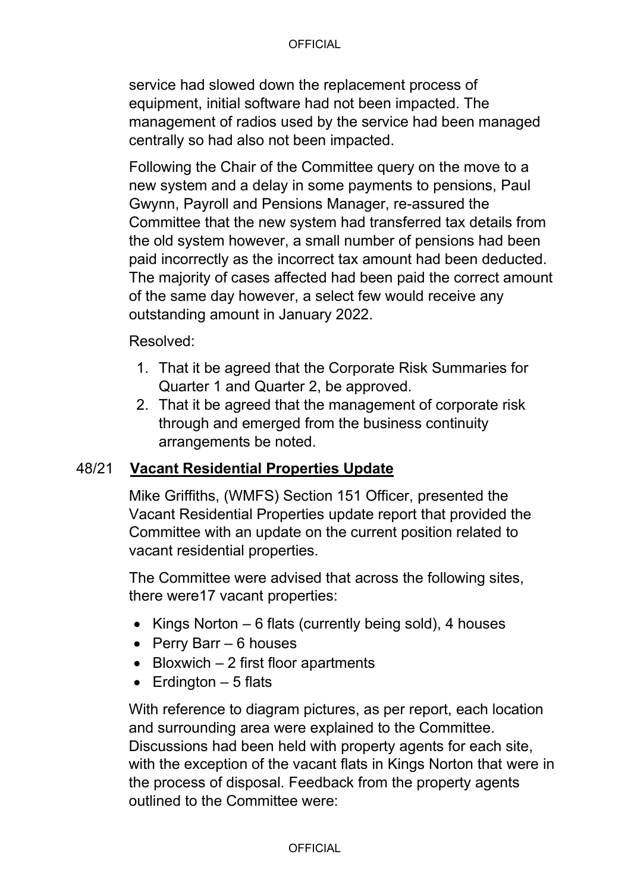service had slowed down the replacement process of equipment, initial software had not been impacted. The management of radios used by the service had been managed centrally so had also not been impacted.

Following the Chair of the Committee query on the move to a new system and a delay in some payments to pensions, Paul Gwynn, Payroll and Pensions Manager, re-assured the Committee that the new system had transferred tax details from the old system however, a small number of pensions had been paid incorrectly as the incorrect tax amount had been deducted. The majority of cases affected had been paid the correct amount of the same day however, a select few would receive any outstanding amount in January 2022.

Resolved:

1. That it be agreed that the Corporate Risk Summaries for Quarter 1 and Quarter 2, be approved.
2. That it be agreed that the management of corporate risk through and emerged from the business continuity arrangements be noted.

## 48/21 **Vacant Residential Properties Update**

Mike Griffiths, (WMFS) Section 151 Officer, presented the Vacant Residential Properties update report that provided the Committee with an update on the current position related to vacant residential properties.

The Committee were advised that across the following sites, there were17 vacant properties:

- Kings Norton – 6 flats (currently being sold), 4 houses
- Perry Barr – 6 houses
- Bloxwich – 2 first floor apartments
- Erdington – 5 flats

With reference to diagram pictures, as per report, each location and surrounding area were explained to the Committee. Discussions had been held with property agents for each site, with the exception of the vacant flats in Kings Norton that were in the process of disposal. Feedback from the property agents outlined to the Committee were: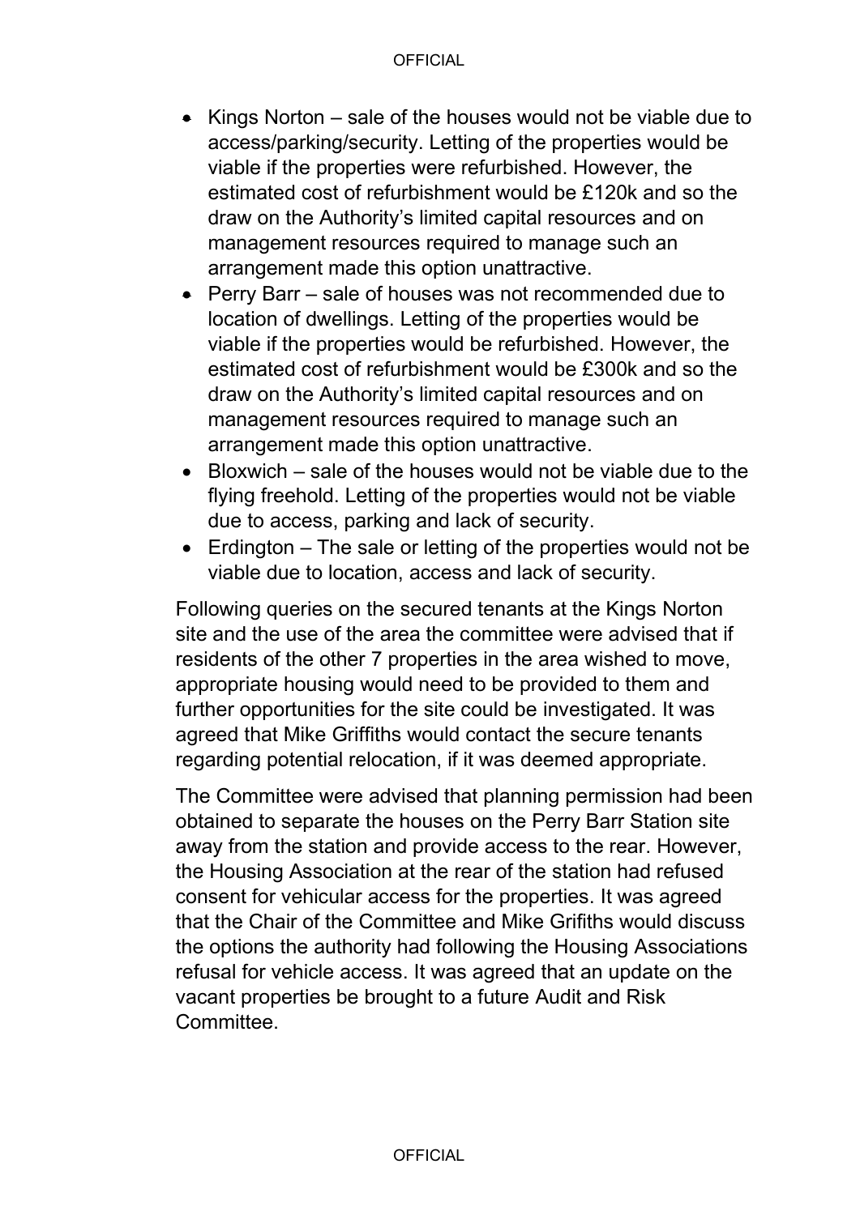- Kings Norton – sale of the houses would not be viable due to access/parking/security. Letting of the properties would be viable if the properties were refurbished. However, the estimated cost of refurbishment would be £120k and so the draw on the Authority's limited capital resources and on management resources required to manage such an arrangement made this option unattractive.
- Perry Barr – sale of houses was not recommended due to location of dwellings. Letting of the properties would be viable if the properties would be refurbished. However, the estimated cost of refurbishment would be £300k and so the draw on the Authority's limited capital resources and on management resources required to manage such an arrangement made this option unattractive.
- Bloxwich – sale of the houses would not be viable due to the flying freehold. Letting of the properties would not be viable due to access, parking and lack of security.
- Erdington – The sale or letting of the properties would not be viable due to location, access and lack of security.

Following queries on the secured tenants at the Kings Norton site and the use of the area the committee were advised that if residents of the other 7 properties in the area wished to move, appropriate housing would need to be provided to them and further opportunities for the site could be investigated. It was agreed that Mike Griffiths would contact the secure tenants regarding potential relocation, if it was deemed appropriate.

The Committee were advised that planning permission had been obtained to separate the houses on the Perry Barr Station site away from the station and provide access to the rear. However, the Housing Association at the rear of the station had refused consent for vehicular access for the properties. It was agreed that the Chair of the Committee and Mike Grifiths would discuss the options the authority had following the Housing Associations refusal for vehicle access. It was agreed that an update on the vacant properties be brought to a future Audit and Risk Committee.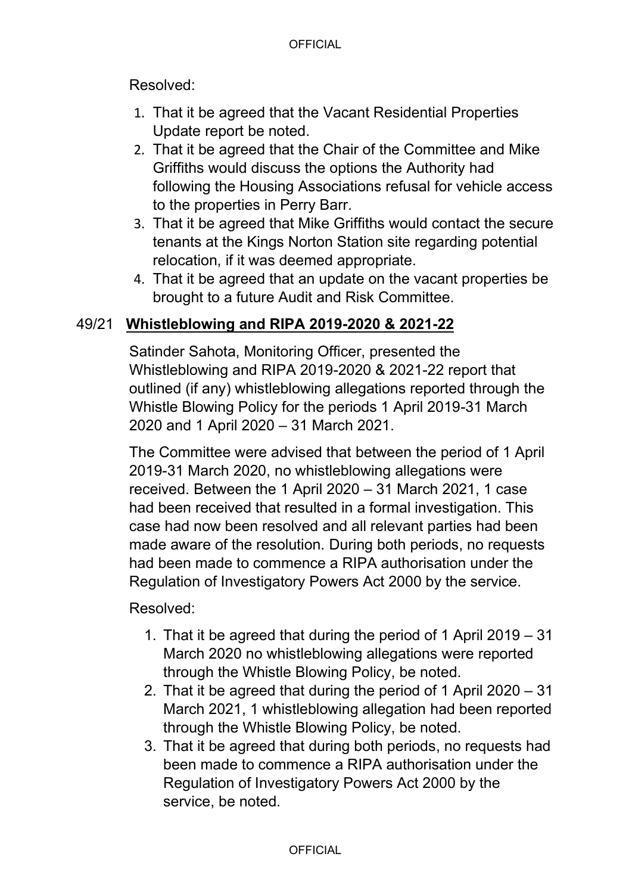Resolved:

1. That it be agreed that the Vacant Residential Properties Update report be noted.
2. That it be agreed that the Chair of the Committee and Mike Griffiths would discuss the options the Authority had following the Housing Associations refusal for vehicle access to the properties in Perry Barr.
3. That it be agreed that Mike Griffiths would contact the secure tenants at the Kings Norton Station site regarding potential relocation, if it was deemed appropriate.
4. That it be agreed that an update on the vacant properties be brought to a future Audit and Risk Committee.

## 49/21 **Whistleblowing and RIPA 2019-2020 & 2021-22**

Satinder Sahota, Monitoring Officer, presented the Whistleblowing and RIPA 2019-2020 & 2021-22 report that outlined (if any) whistleblowing allegations reported through the Whistle Blowing Policy for the periods 1 April 2019-31 March 2020 and 1 April 2020 – 31 March 2021.

The Committee were advised that between the period of 1 April 2019-31 March 2020, no whistleblowing allegations were received. Between the 1 April 2020 – 31 March 2021, 1 case had been received that resulted in a formal investigation. This case had now been resolved and all relevant parties had been made aware of the resolution. During both periods, no requests had been made to commence a RIPA authorisation under the Regulation of Investigatory Powers Act 2000 by the service.

Resolved:

1. That it be agreed that during the period of 1 April 2019 – 31 March 2020 no whistleblowing allegations were reported through the Whistle Blowing Policy, be noted.
2. That it be agreed that during the period of 1 April 2020 – 31 March 2021, 1 whistleblowing allegation had been reported through the Whistle Blowing Policy, be noted.
3. That it be agreed that during both periods, no requests had been made to commence a RIPA authorisation under the Regulation of Investigatory Powers Act 2000 by the service, be noted.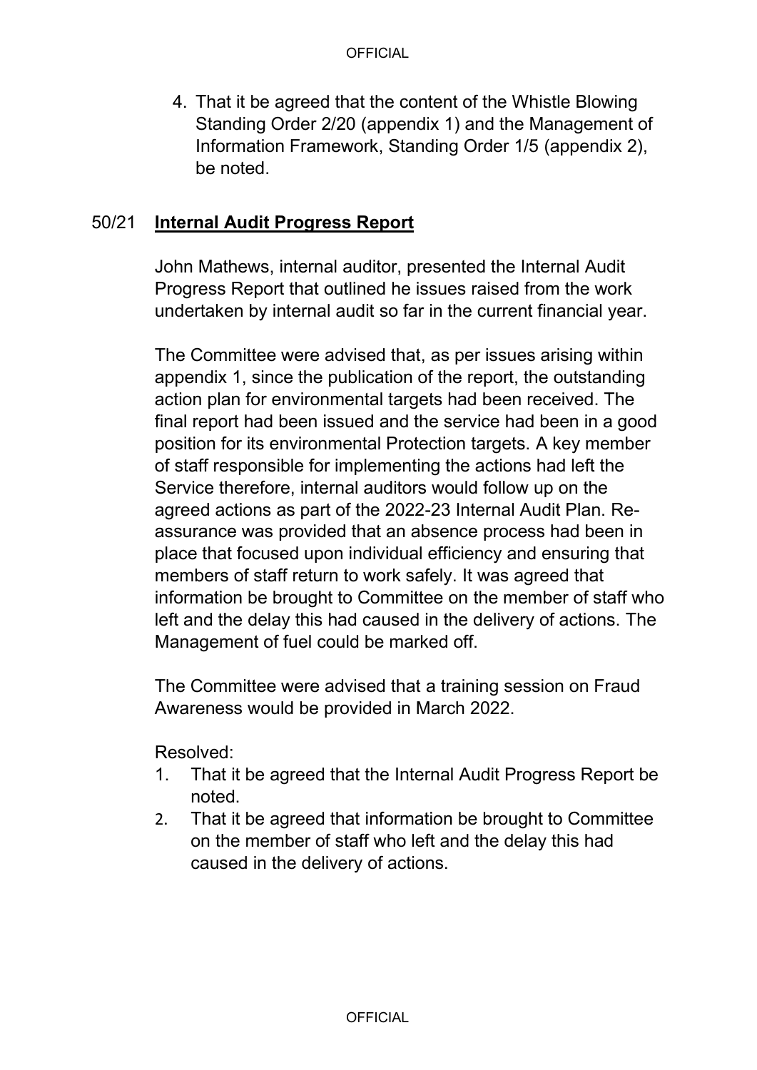4. That it be agreed that the content of the Whistle Blowing Standing Order 2/20 (appendix 1) and the Management of Information Framework, Standing Order 1/5 (appendix 2), be noted.

## 50/21 **Internal Audit Progress Report**

John Mathews, internal auditor, presented the Internal Audit Progress Report that outlined he issues raised from the work undertaken by internal audit so far in the current financial year.

The Committee were advised that, as per issues arising within appendix 1, since the publication of the report, the outstanding action plan for environmental targets had been received. The final report had been issued and the service had been in a good position for its environmental Protection targets. A key member of staff responsible for implementing the actions had left the Service therefore, internal auditors would follow up on the agreed actions as part of the 2022-23 Internal Audit Plan. Re-assurance was provided that an absence process had been in place that focused upon individual efficiency and ensuring that members of staff return to work safely. It was agreed that information be brought to Committee on the member of staff who left and the delay this had caused in the delivery of actions. The Management of fuel could be marked off.

The Committee were advised that a training session on Fraud Awareness would be provided in March 2022.

Resolved:

1. That it be agreed that the Internal Audit Progress Report be noted.
2. That it be agreed that information be brought to Committee on the member of staff who left and the delay this had caused in the delivery of actions.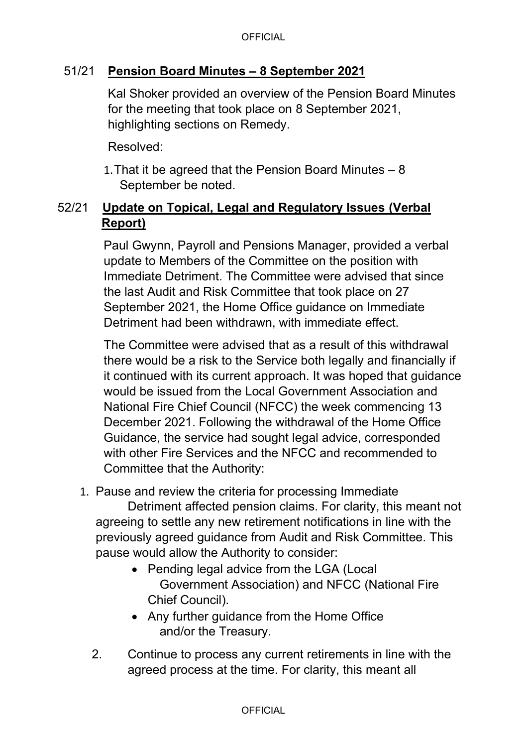## 51/21 **Pension Board Minutes – 8 September 2021**

Kal Shoker provided an overview of the Pension Board Minutes for the meeting that took place on 8 September 2021, highlighting sections on Remedy.

Resolved:

1. That it be agreed that the Pension Board Minutes – 8 September be noted.

## 52/21 **Update on Topical, Legal and Regulatory Issues (Verbal Report)**

Paul Gwynn, Payroll and Pensions Manager, provided a verbal update to Members of the Committee on the position with Immediate Detriment. The Committee were advised that since the last Audit and Risk Committee that took place on 27 September 2021, the Home Office guidance on Immediate Detriment had been withdrawn, with immediate effect.

The Committee were advised that as a result of this withdrawal there would be a risk to the Service both legally and financially if it continued with its current approach. It was hoped that guidance would be issued from the Local Government Association and National Fire Chief Council (NFCC) the week commencing 13 December 2021. Following the withdrawal of the Home Office Guidance, the service had sought legal advice, corresponded with other Fire Services and the NFCC and recommended to Committee that the Authority:

1. Pause and review the criteria for processing Immediate Detriment affected pension claims. For clarity, this meant not agreeing to settle any new retirement notifications in line with the previously agreed guidance from Audit and Risk Committee. This pause would allow the Authority to consider:
   - Pending legal advice from the LGA (Local Government Association) and NFCC (National Fire Chief Council).
   - Any further guidance from the Home Office and/or the Treasury.
2. Continue to process any current retirements in line with the agreed process at the time. For clarity, this meant all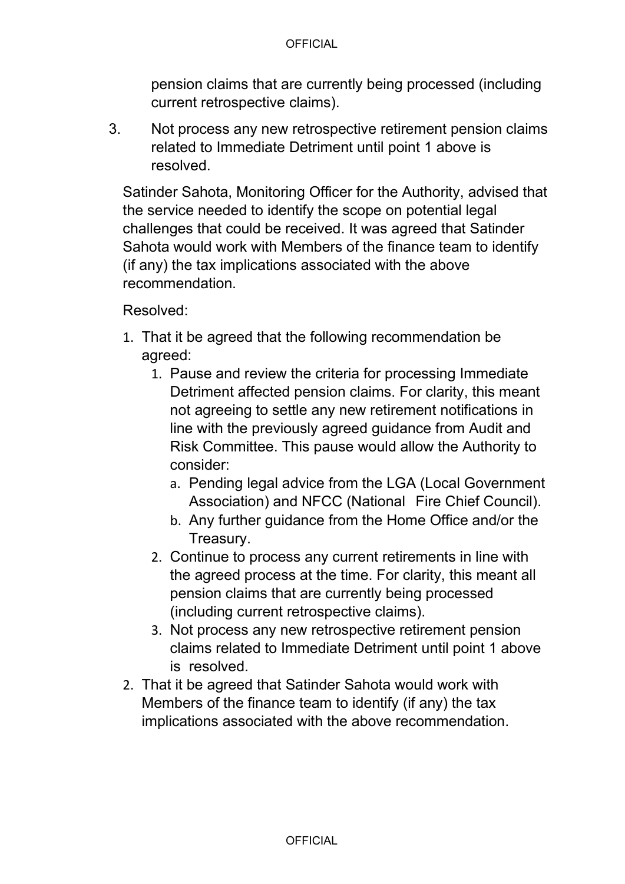pension claims that are currently being processed (including current retrospective claims).

3. Not process any new retrospective retirement pension claims related to Immediate Detriment until point 1 above is resolved.

Satinder Sahota, Monitoring Officer for the Authority, advised that the service needed to identify the scope on potential legal challenges that could be received. It was agreed that Satinder Sahota would work with Members of the finance team to identify (if any) the tax implications associated with the above recommendation.

Resolved:

1. That it be agreed that the following recommendation be agreed:
    1. Pause and review the criteria for processing Immediate Detriment affected pension claims. For clarity, this meant not agreeing to settle any new retirement notifications in line with the previously agreed guidance from Audit and Risk Committee. This pause would allow the Authority to consider:
        a. Pending legal advice from the LGA (Local Government Association) and NFCC (National Fire Chief Council).
        b. Any further guidance from the Home Office and/or the Treasury.
    2. Continue to process any current retirements in line with the agreed process at the time. For clarity, this meant all pension claims that are currently being processed (including current retrospective claims).
    3. Not process any new retrospective retirement pension claims related to Immediate Detriment until point 1 above is resolved.
2. That it be agreed that Satinder Sahota would work with Members of the finance team to identify (if any) the tax implications associated with the above recommendation.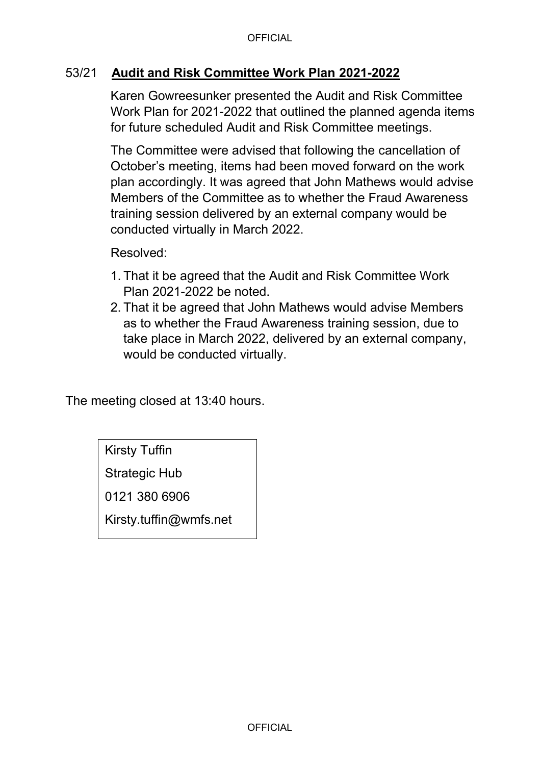## 53/21 **Audit and Risk Committee Work Plan 2021-2022**

Karen Gowreesunker presented the Audit and Risk Committee Work Plan for 2021-2022 that outlined the planned agenda items for future scheduled Audit and Risk Committee meetings.

The Committee were advised that following the cancellation of October's meeting, items had been moved forward on the work plan accordingly. It was agreed that John Mathews would advise Members of the Committee as to whether the Fraud Awareness training session delivered by an external company would be conducted virtually in March 2022.

Resolved:

1. That it be agreed that the Audit and Risk Committee Work Plan 2021-2022 be noted.
2. That it be agreed that John Mathews would advise Members as to whether the Fraud Awareness training session, due to take place in March 2022, delivered by an external company, would be conducted virtually.

The meeting closed at 13:40 hours.

Kirsty Tuffin

Strategic Hub

0121 380 6906

Kirsty.tuffin@wmfs.net